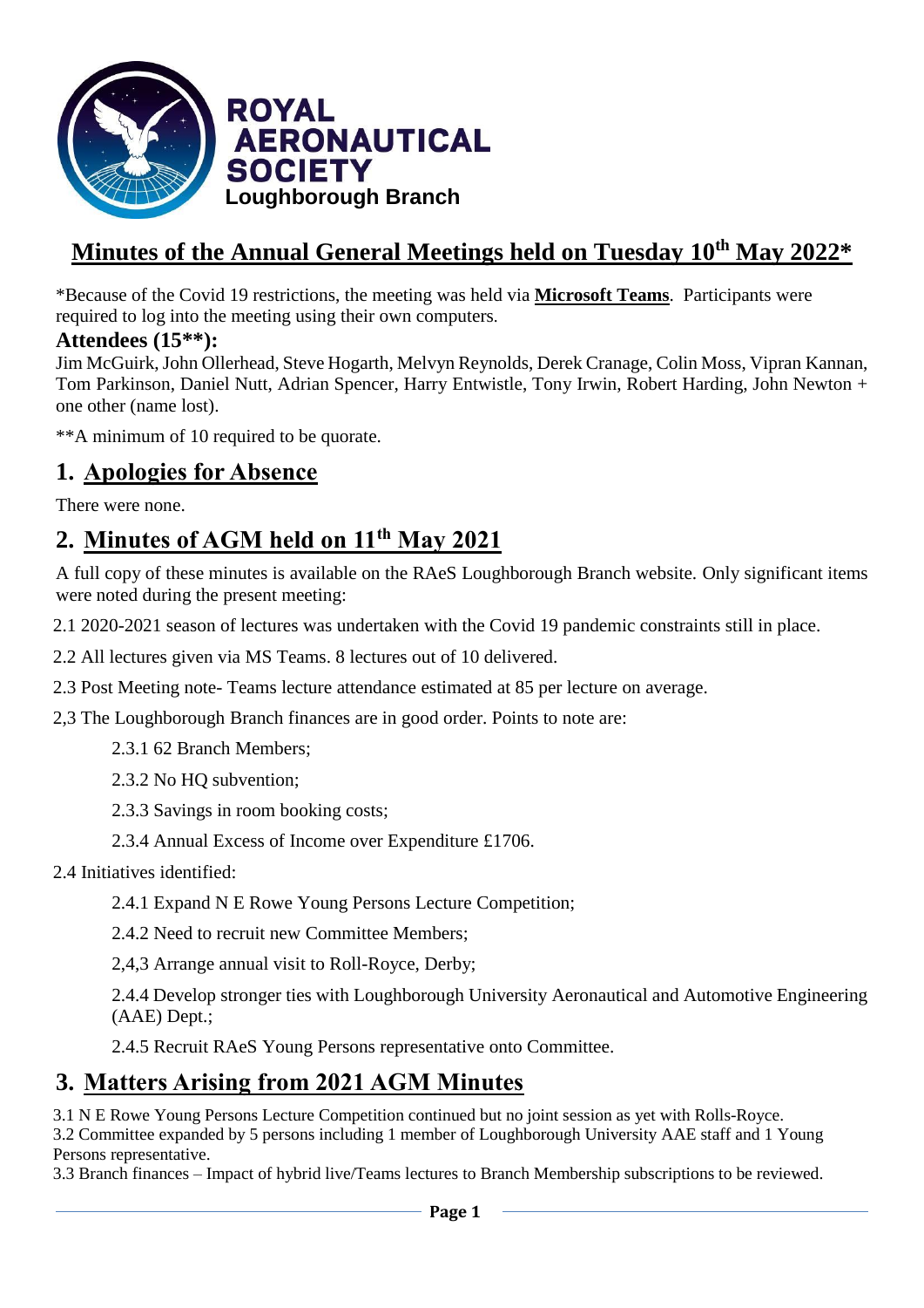**ROYAL AERONAUTICAL SOCIETY**
**Loughborough Branch**

# Minutes of the Annual General Meetings held on Tuesday 10th May 2022*

*Because of the Covid 19 restrictions, the meeting was held via **Microsoft Teams**. Participants were required to log into the meeting using their own computers.

### Attendees (15**):

Jim McGuirk, John Ollerhead, Steve Hogarth, Melvyn Reynolds, Derek Cranage, Colin Moss, Vipran Kannan, Tom Parkinson, Daniel Nutt, Adrian Spencer, Harry Entwistle, Tony Irwin, Robert Harding, John Newton + one other (name lost).

**A minimum of 10 required to be quorate.

## 1. Apologies for Absence

There were none.

## 2. Minutes of AGM held on 11th May 2021

A full copy of these minutes is available on the RAeS Loughborough Branch website. Only significant items were noted during the present meeting:

2.1 2020-2021 season of lectures was undertaken with the Covid 19 pandemic constraints still in place.

2.2 All lectures given via MS Teams. 8 lectures out of 10 delivered.

2.3 Post Meeting note- Teams lecture attendance estimated at 85 per lecture on average.

2,3 The Loughborough Branch finances are in good order. Points to note are:

2.3.1 62 Branch Members;

2.3.2 No HQ subvention;

2.3.3 Savings in room booking costs;

2.3.4 Annual Excess of Income over Expenditure £1706.

2.4 Initiatives identified:

2.4.1 Expand N E Rowe Young Persons Lecture Competition;

2.4.2 Need to recruit new Committee Members;

2,4,3 Arrange annual visit to Roll-Royce, Derby;

2.4.4 Develop stronger ties with Loughborough University Aeronautical and Automotive Engineering (AAE) Dept.;

2.4.5 Recruit RAeS Young Persons representative onto Committee.

## 3. Matters Arising from 2021 AGM Minutes

3.1 N E Rowe Young Persons Lecture Competition continued but no joint session as yet with Rolls-Royce.

3.2 Committee expanded by 5 persons including 1 member of Loughborough University AAE staff and 1 Young Persons representative.

3.3 Branch finances – Impact of hybrid live/Teams lectures to Branch Membership subscriptions to be reviewed.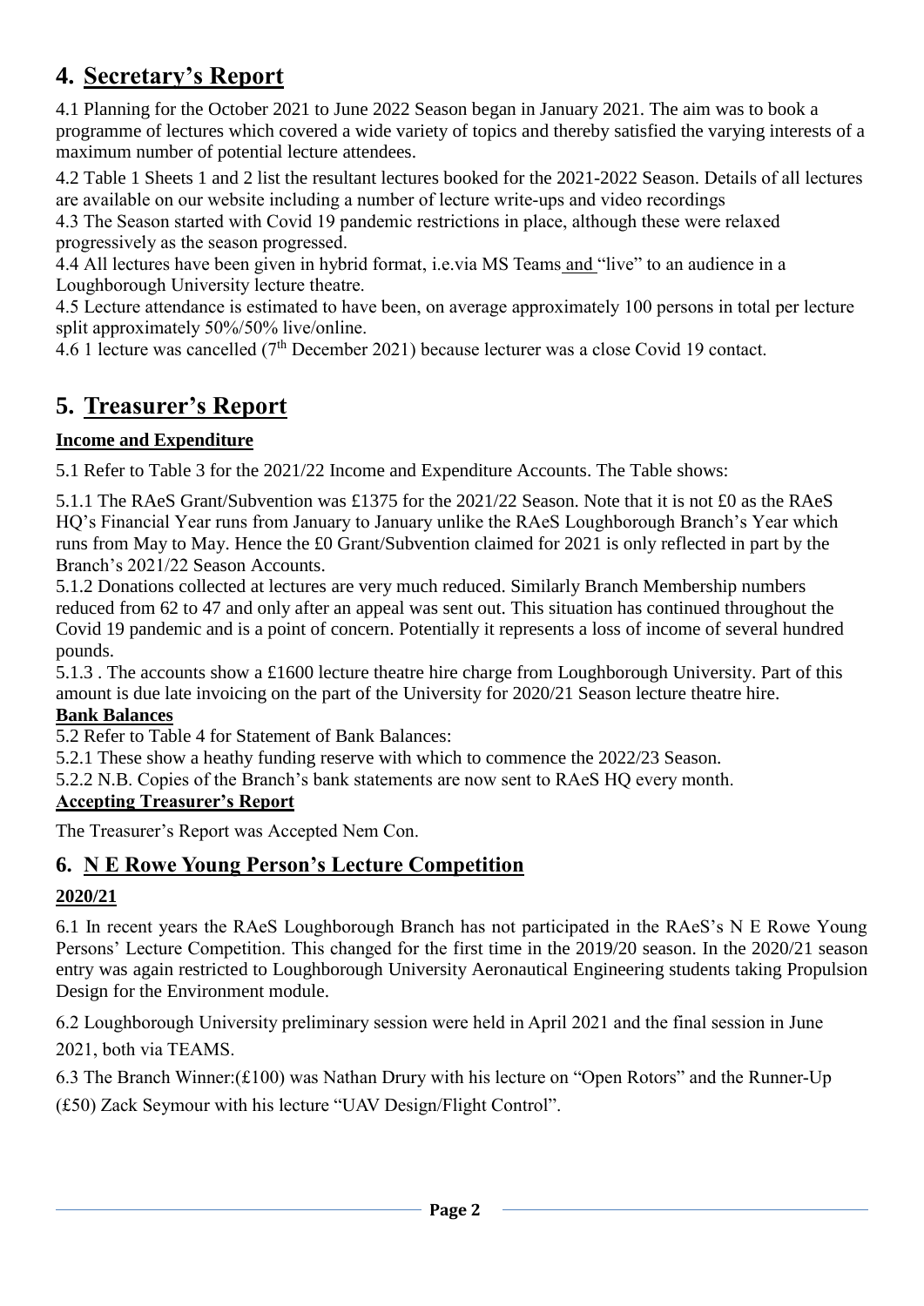## 4. <u>Secretary's Report</u>

4.1 Planning for the October 2021 to June 2022 Season began in January 2021. The aim was to book a programme of lectures which covered a wide variety of topics and thereby satisfied the varying interests of a maximum number of potential lecture attendees.

4.2 Table 1 Sheets 1 and 2 list the resultant lectures booked for the 2021-2022 Season. Details of all lectures are available on our website including a number of lecture write-ups and video recordings

4.3 The Season started with Covid 19 pandemic restrictions in place, although these were relaxed progressively as the season progressed.

4.4 All lectures have been given in hybrid format, i.e.via MS Teams and "live" to an audience in a Loughborough University lecture theatre.

4.5 Lecture attendance is estimated to have been, on average approximately 100 persons in total per lecture split approximately 50%/50% live/online.

4.6 1 lecture was cancelled (7th December 2021) because lecturer was a close Covid 19 contact.

## 5. <u>Treasurer's Report</u>

**<u>Income and Expenditure</u>**

5.1 Refer to Table 3 for the 2021/22 Income and Expenditure Accounts. The Table shows:

5.1.1 The RAeS Grant/Subvention was £1375 for the 2021/22 Season. Note that it is not £0 as the RAeS HQ's Financial Year runs from January to January unlike the RAeS Loughborough Branch's Year which runs from May to May. Hence the £0 Grant/Subvention claimed for 2021 is only reflected in part by the Branch's 2021/22 Season Accounts.

5.1.2 Donations collected at lectures are very much reduced. Similarly Branch Membership numbers reduced from 62 to 47 and only after an appeal was sent out. This situation has continued throughout the Covid 19 pandemic and is a point of concern. Potentially it represents a loss of income of several hundred pounds.

5.1.3 . The accounts show a £1600 lecture theatre hire charge from Loughborough University. Part of this amount is due late invoicing on the part of the University for 2020/21 Season lecture theatre hire.

**<u>Bank Balances</u>**

5.2 Refer to Table 4 for Statement of Bank Balances:

5.2.1 These show a heathy funding reserve with which to commence the 2022/23 Season.

5.2.2 N.B. Copies of the Branch's bank statements are now sent to RAeS HQ every month.

**<u>Accepting Treasurer's Report</u>**

The Treasurer's Report was Accepted Nem Con.

## 6. <u>N E Rowe Young Person's Lecture Competition</u>

**<u>2020/21</u>**

6.1 In recent years the RAeS Loughborough Branch has not participated in the RAeS's N E Rowe Young Persons' Lecture Competition. This changed for the first time in the 2019/20 season. In the 2020/21 season entry was again restricted to Loughborough University Aeronautical Engineering students taking Propulsion Design for the Environment module.

6.2 Loughborough University preliminary session were held in April 2021 and the final session in June 2021, both via TEAMS.

6.3 The Branch Winner:(£100) was Nathan Drury with his lecture on "Open Rotors" and the Runner-Up (£50) Zack Seymour with his lecture "UAV Design/Flight Control".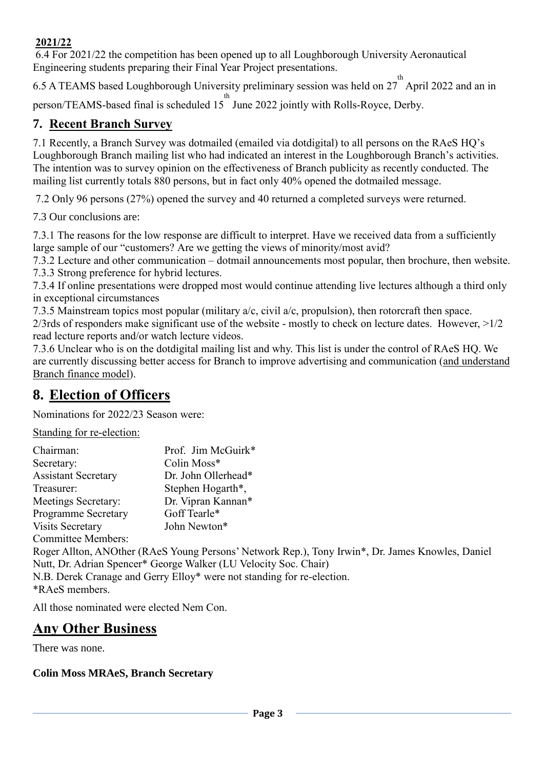**2021/22**

6.4 For 2021/22 the competition has been opened up to all Loughborough University Aeronautical Engineering students preparing their Final Year Project presentations.

6.5 A TEAMS based Loughborough University preliminary session was held on 27th April 2022 and an in person/TEAMS-based final is scheduled 15th June 2022 jointly with Rolls-Royce, Derby.

## 7. Recent Branch Survey

7.1 Recently, a Branch Survey was dotmailed (emailed via dotdigital) to all persons on the RAeS HQ's Loughborough Branch mailing list who had indicated an interest in the Loughborough Branch's activities. The intention was to survey opinion on the effectiveness of Branch publicity as recently conducted. The mailing list currently totals 880 persons, but in fact only 40% opened the dotmailed message.

7.2 Only 96 persons (27%) opened the survey and 40 returned a completed surveys were returned.

7.3 Our conclusions are:

7.3.1 The reasons for the low response are difficult to interpret. Have we received data from a sufficiently large sample of our "customers? Are we getting the views of minority/most avid?
7.3.2 Lecture and other communication – dotmail announcements most popular, then brochure, then website.
7.3.3 Strong preference for hybrid lectures.
7.3.4 If online presentations were dropped most would continue attending live lectures although a third only in exceptional circumstances
7.3.5 Mainstream topics most popular (military a/c, civil a/c, propulsion), then rotorcraft then space.
2/3rds of responders make significant use of the website - mostly to check on lecture dates. However, >1/2 read lecture reports and/or watch lecture videos.
7.3.6 Unclear who is on the dotdigital mailing list and why. This list is under the control of RAeS HQ. We are currently discussing better access for Branch to improve advertising and communication (and understand Branch finance model).

## 8. Election of Officers

Nominations for 2022/23 Season were:

Standing for re-election:

| | |
|---|---|
| Chairman: | Prof. Jim McGuirk* |
| Secretary: | Colin Moss* |
| Assistant Secretary | Dr. John Ollerhead* |
| Treasurer: | Stephen Hogarth*, |
| Meetings Secretary: | Dr. Vipran Kannan* |
| Programme Secretary | Goff Tearle* |
| Visits Secretary | John Newton* |

Committee Members:
Roger Allton, ANOther (RAeS Young Persons' Network Rep.), Tony Irwin*, Dr. James Knowles, Daniel Nutt, Dr. Adrian Spencer* George Walker (LU Velocity Soc. Chair)
N.B. Derek Cranage and Gerry Elloy* were not standing for re-election.
*RAeS members.

All those nominated were elected Nem Con.

## Any Other Business

There was none.

**Colin Moss MRAeS, Branch Secretary**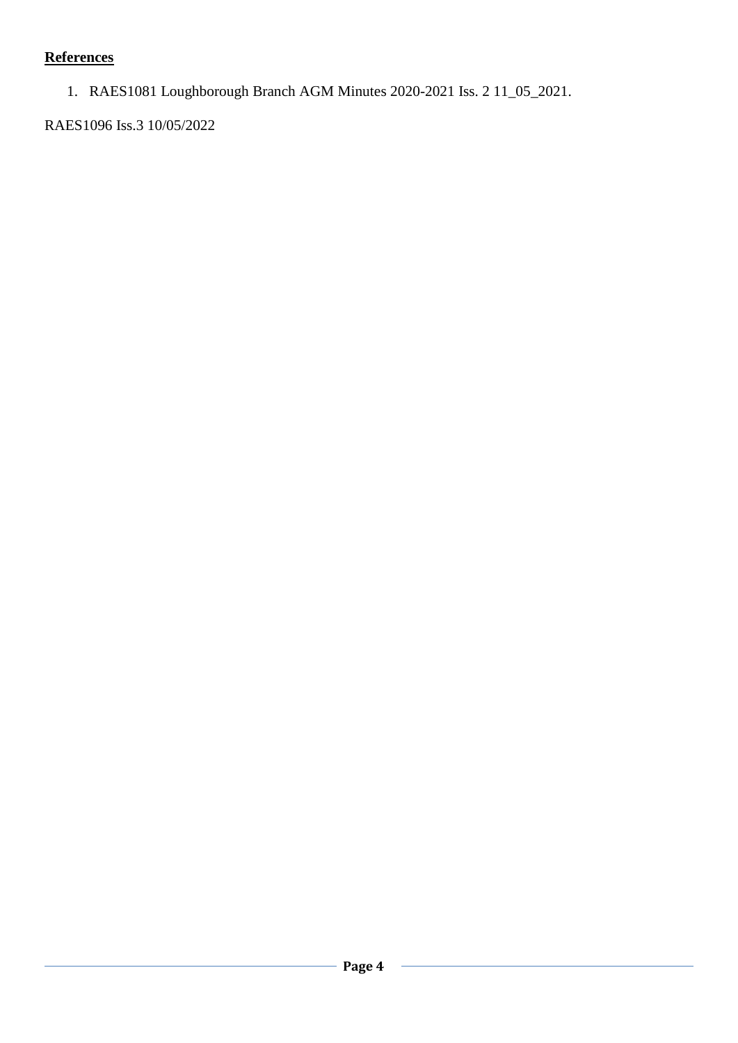**References**

1. RAES1081 Loughborough Branch AGM Minutes 2020-2021 Iss. 2 11_05_2021.

RAES1096 Iss.3 10/05/2022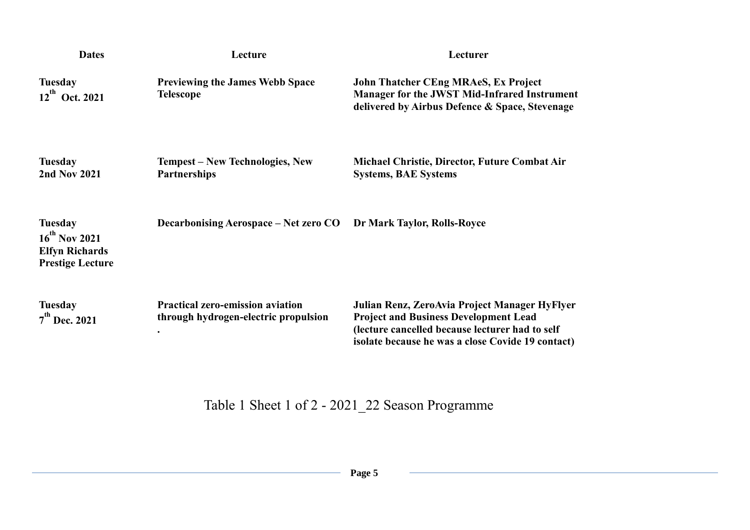| Dates | Lecture | Lecturer |
|---|---|---|
| **Tuesday 12th Oct. 2021** | **Previewing the James Webb Space Telescope** | **John Thatcher CEng MRAeS, Ex Project Manager for the JWST Mid-Infrared Instrument delivered by Airbus Defence & Space, Stevenage** |
| **Tuesday 2nd Nov 2021** | **Tempest – New Technologies, New Partnerships** | **Michael Christie, Director, Future Combat Air Systems, BAE Systems** |
| **Tuesday 16th Nov 2021 Elfyn Richards Prestige Lecture** | **Decarbonising Aerospace – Net zero CO** | **Dr Mark Taylor, Rolls-Royce** |
| **Tuesday 7th Dec. 2021** | **Practical zero-emission aviation through hydrogen-electric propulsion .** | **Julian Renz, ZeroAvia Project Manager HyFlyer Project and Business Development Lead (lecture cancelled because lecturer had to self isolate because he was a close Covide 19 contact)** |

Table 1 Sheet 1 of 2 - 2021_22 Season Programme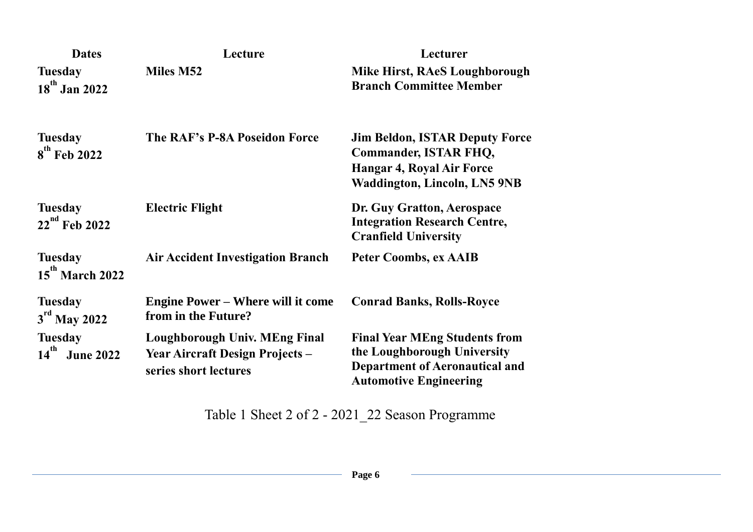| Dates | Lecture | Lecturer |
| --- | --- | --- |
| **Tuesday 18th Jan 2022** | **Miles M52** | **Mike Hirst, RAeS Loughborough Branch Committee Member** |
| **Tuesday 8th Feb 2022** | **The RAF's P-8A Poseidon Force** | **Jim Beldon, ISTAR Deputy Force Commander, ISTAR FHQ, Hangar 4, Royal Air Force Waddington, Lincoln, LN5 9NB** |
| **Tuesday 22nd Feb 2022** | **Electric Flight** | **Dr. Guy Gratton, Aerospace Integration Research Centre, Cranfield University** |
| **Tuesday 15th March 2022** | **Air Accident Investigation Branch** | **Peter Coombs, ex AAIB** |
| **Tuesday 3rd May 2022** | **Engine Power – Where will it come from in the Future?** | **Conrad Banks, Rolls-Royce** |
| **Tuesday 14th June 2022** | **Loughborough Univ. MEng Final Year Aircraft Design Projects – series short lectures** | **Final Year MEng Students from the Loughborough University Department of Aeronautical and Automotive Engineering** |

Table 1 Sheet 2 of 2 - 2021_22 Season Programme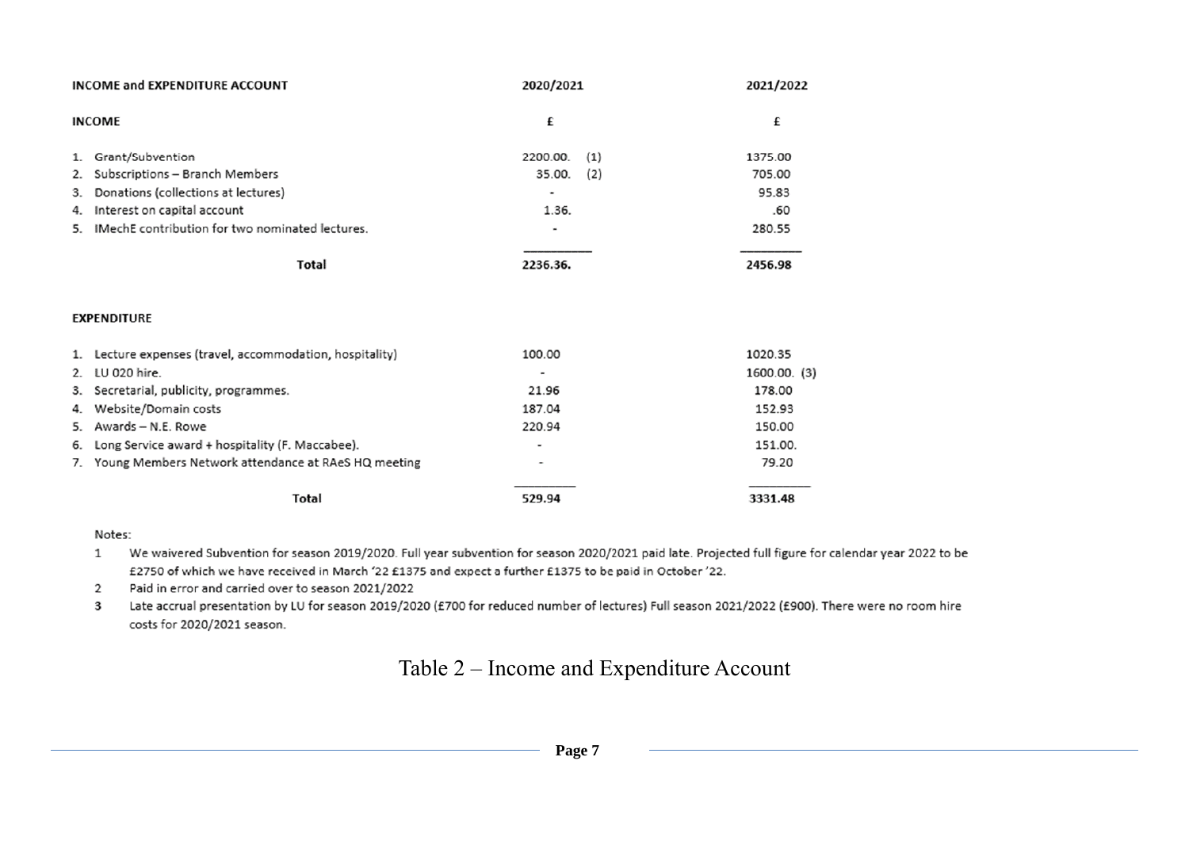| INCOME and EXPENDITURE ACCOUNT | 2020/2021 | 2021/2022 |
|---|---|---|
| **INCOME** | £ | £ |
| 1. Grant/Subvention | 2200.00. (1) | 1375.00 |
| 2. Subscriptions – Branch Members | 35.00. (2) | 705.00 |
| 3. Donations (collections at lectures) | - | 95.83 |
| 4. Interest on capital account | 1.36. | .60 |
| 5. IMechE contribution for two nominated lectures. | - | 280.55 |
| **Total** | **2236.36.** | **2456.98** |
| **EXPENDITURE** | | |
| 1. Lecture expenses (travel, accommodation, hospitality) | 100.00 | 1020.35 |
| 2. LU 020 hire. | - | 1600.00. (3) |
| 3. Secretarial, publicity, programmes. | 21.96 | 178.00 |
| 4. Website/Domain costs | 187.04 | 152.93 |
| 5. Awards – N.E. Rowe | 220.94 | 150.00 |
| 6. Long Service award + hospitality (F. Maccabee). | - | 151.00. |
| 7. Young Members Network attendance at RAeS HQ meeting | - | 79.20 |
| **Total** | **529.94** | **3331.48** |

Notes:

1. We waivered Subvention for season 2019/2020. Full year subvention for season 2020/2021 paid late. Projected full figure for calendar year 2022 to be £2750 of which we have received in March '22 £1375 and expect a further £1375 to be paid in October '22.
2. Paid in error and carried over to season 2021/2022
3. Late accrual presentation by LU for season 2019/2020 (£700 for reduced number of lectures) Full season 2021/2022 (£900). There were no room hire costs for 2020/2021 season.

Table 2 – Income and Expenditure Account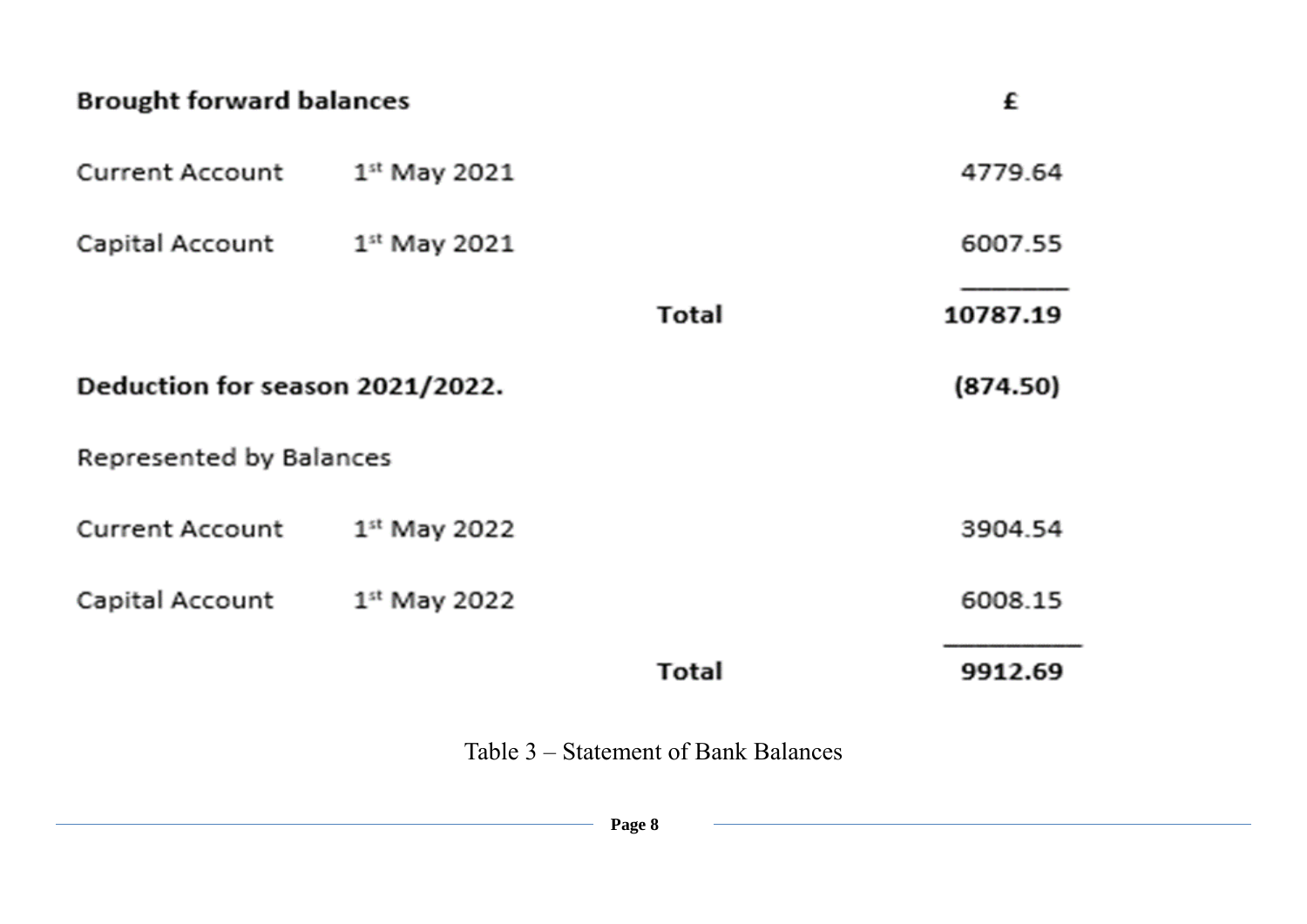| | | | |
|---|---|---|---|
| **Brought forward balances** | | | **£** |
| Current Account | 1st May 2021 | | 4779.64 |
| Capital Account | 1st May 2021 | | 6007.55 |
| | | **Total** | **10787.19** |
| **Deduction for season 2021/2022.** | | | **(874.50)** |
| Represented by Balances | | | |
| Current Account | 1st May 2022 | | 3904.54 |
| Capital Account | 1st May 2022 | | 6008.15 |
| | | **Total** | **9912.69** |

Table 3 – Statement of Bank Balances